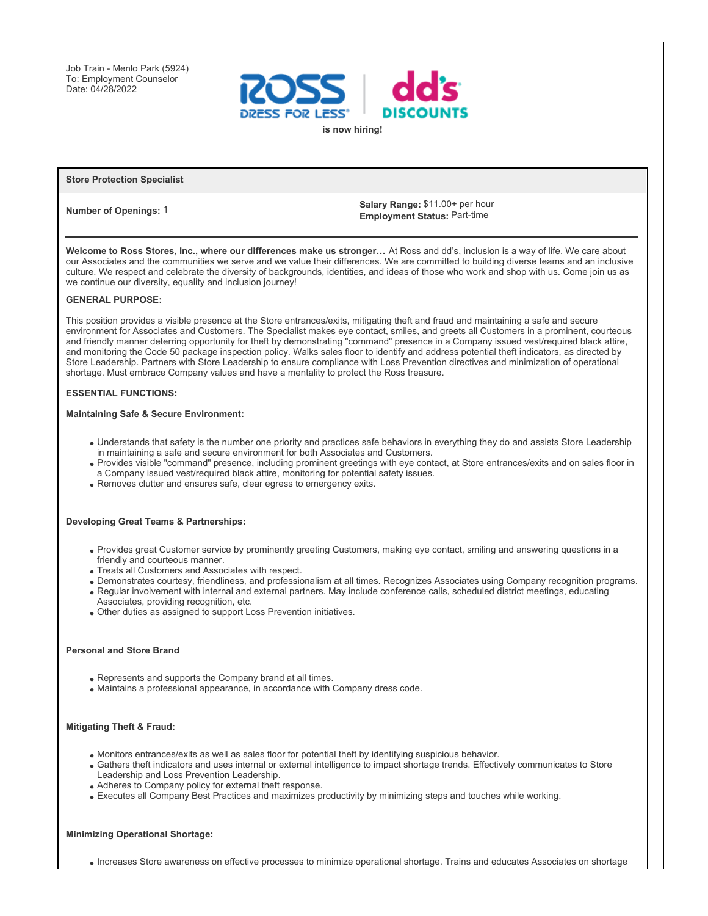Job Train - Menlo Park (5924)
To: Employment Counselor
Date: 04/28/2022

ROSS DRESS FOR LESS | dd's DISCOUNTS

**is now hiring!**

## Store Protection Specialist

**Number of Openings:** 1

**Salary Range:** $11.00+ per hour
**Employment Status:** Part-time

---

**Welcome to Ross Stores, Inc., where our differences make us stronger…** At Ross and dd's, inclusion is a way of life. We care about our Associates and the communities we serve and we value their differences. We are committed to building diverse teams and an inclusive culture. We respect and celebrate the diversity of backgrounds, identities, and ideas of those who work and shop with us. Come join us as we continue our diversity, equality and inclusion journey!

**GENERAL PURPOSE:**

This position provides a visible presence at the Store entrances/exits, mitigating theft and fraud and maintaining a safe and secure environment for Associates and Customers. The Specialist makes eye contact, smiles, and greets all Customers in a prominent, courteous and friendly manner deterring opportunity for theft by demonstrating "command" presence in a Company issued vest/required black attire, and monitoring the Code 50 package inspection policy. Walks sales floor to identify and address potential theft indicators, as directed by Store Leadership. Partners with Store Leadership to ensure compliance with Loss Prevention directives and minimization of operational shortage. Must embrace Company values and have a mentality to protect the Ross treasure.

**ESSENTIAL FUNCTIONS:**

**Maintaining Safe & Secure Environment:**

- Understands that safety is the number one priority and practices safe behaviors in everything they do and assists Store Leadership in maintaining a safe and secure environment for both Associates and Customers.
- Provides visible "command" presence, including prominent greetings with eye contact, at Store entrances/exits and on sales floor in a Company issued vest/required black attire, monitoring for potential safety issues.
- Removes clutter and ensures safe, clear egress to emergency exits.

**Developing Great Teams & Partnerships:**

- Provides great Customer service by prominently greeting Customers, making eye contact, smiling and answering questions in a friendly and courteous manner.
- Treats all Customers and Associates with respect.
- Demonstrates courtesy, friendliness, and professionalism at all times. Recognizes Associates using Company recognition programs.
- Regular involvement with internal and external partners. May include conference calls, scheduled district meetings, educating Associates, providing recognition, etc.
- Other duties as assigned to support Loss Prevention initiatives.

**Personal and Store Brand**

- Represents and supports the Company brand at all times.
- Maintains a professional appearance, in accordance with Company dress code.

**Mitigating Theft & Fraud:**

- Monitors entrances/exits as well as sales floor for potential theft by identifying suspicious behavior.
- Gathers theft indicators and uses internal or external intelligence to impact shortage trends. Effectively communicates to Store Leadership and Loss Prevention Leadership.
- Adheres to Company policy for external theft response.
- Executes all Company Best Practices and maximizes productivity by minimizing steps and touches while working.

**Minimizing Operational Shortage:**

- Increases Store awareness on effective processes to minimize operational shortage. Trains and educates Associates on shortage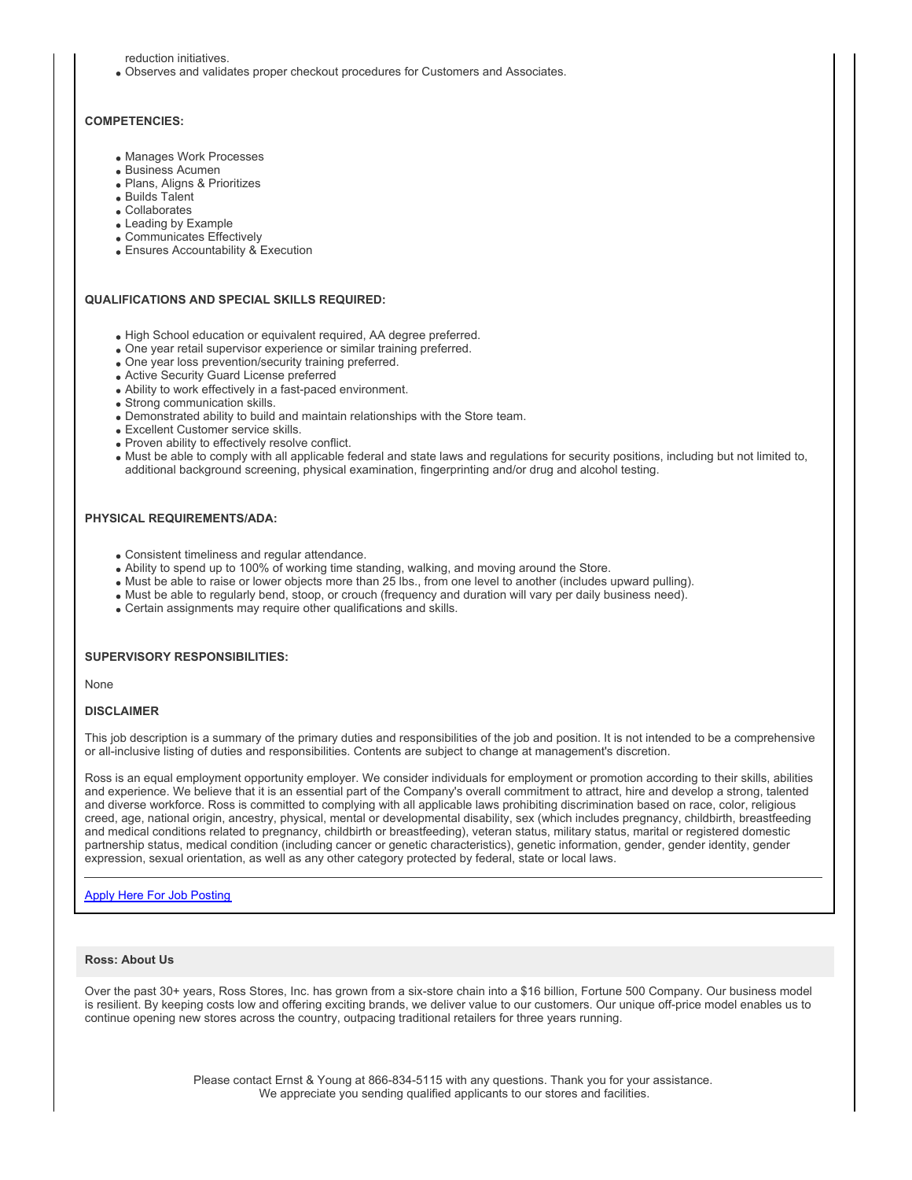reduction initiatives.

- Observes and validates proper checkout procedures for Customers and Associates.

**COMPETENCIES:**

- Manages Work Processes
- Business Acumen
- Plans, Aligns & Prioritizes
- Builds Talent
- Collaborates
- Leading by Example
- Communicates Effectively
- Ensures Accountability & Execution

**QUALIFICATIONS AND SPECIAL SKILLS REQUIRED:**

- High School education or equivalent required, AA degree preferred.
- One year retail supervisor experience or similar training preferred.
- One year loss prevention/security training preferred.
- Active Security Guard License preferred
- Ability to work effectively in a fast-paced environment.
- Strong communication skills.
- Demonstrated ability to build and maintain relationships with the Store team.
- Excellent Customer service skills.
- Proven ability to effectively resolve conflict.
- Must be able to comply with all applicable federal and state laws and regulations for security positions, including but not limited to, additional background screening, physical examination, fingerprinting and/or drug and alcohol testing.

**PHYSICAL REQUIREMENTS/ADA:**

- Consistent timeliness and regular attendance.
- Ability to spend up to 100% of working time standing, walking, and moving around the Store.
- Must be able to raise or lower objects more than 25 lbs., from one level to another (includes upward pulling).
- Must be able to regularly bend, stoop, or crouch (frequency and duration will vary per daily business need).
- Certain assignments may require other qualifications and skills.

**SUPERVISORY RESPONSIBILITIES:**

None

**DISCLAIMER**

This job description is a summary of the primary duties and responsibilities of the job and position. It is not intended to be a comprehensive or all-inclusive listing of duties and responsibilities. Contents are subject to change at management's discretion.

Ross is an equal employment opportunity employer. We consider individuals for employment or promotion according to their skills, abilities and experience. We believe that it is an essential part of the Company's overall commitment to attract, hire and develop a strong, talented and diverse workforce. Ross is committed to complying with all applicable laws prohibiting discrimination based on race, color, religious creed, age, national origin, ancestry, physical, mental or developmental disability, sex (which includes pregnancy, childbirth, breastfeeding and medical conditions related to pregnancy, childbirth or breastfeeding), veteran status, military status, marital or registered domestic partnership status, medical condition (including cancer or genetic characteristics), genetic information, gender, gender identity, gender expression, sexual orientation, as well as any other category protected by federal, state or local laws.

---

Apply Here For Job Posting

**Ross: About Us**

Over the past 30+ years, Ross Stores, Inc. has grown from a six-store chain into a $16 billion, Fortune 500 Company. Our business model is resilient. By keeping costs low and offering exciting brands, we deliver value to our customers. Our unique off-price model enables us to continue opening new stores across the country, outpacing traditional retailers for three years running.

Please contact Ernst & Young at 866-834-5115 with any questions. Thank you for your assistance.
We appreciate you sending qualified applicants to our stores and facilities.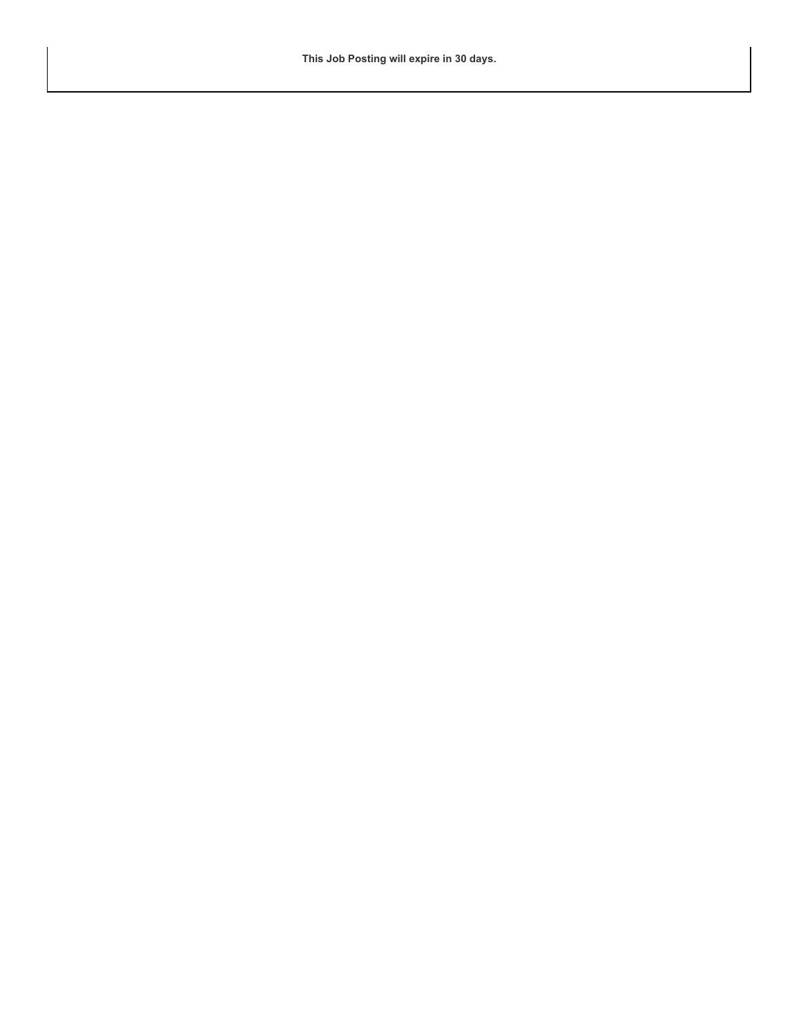**This Job Posting will expire in 30 days.**